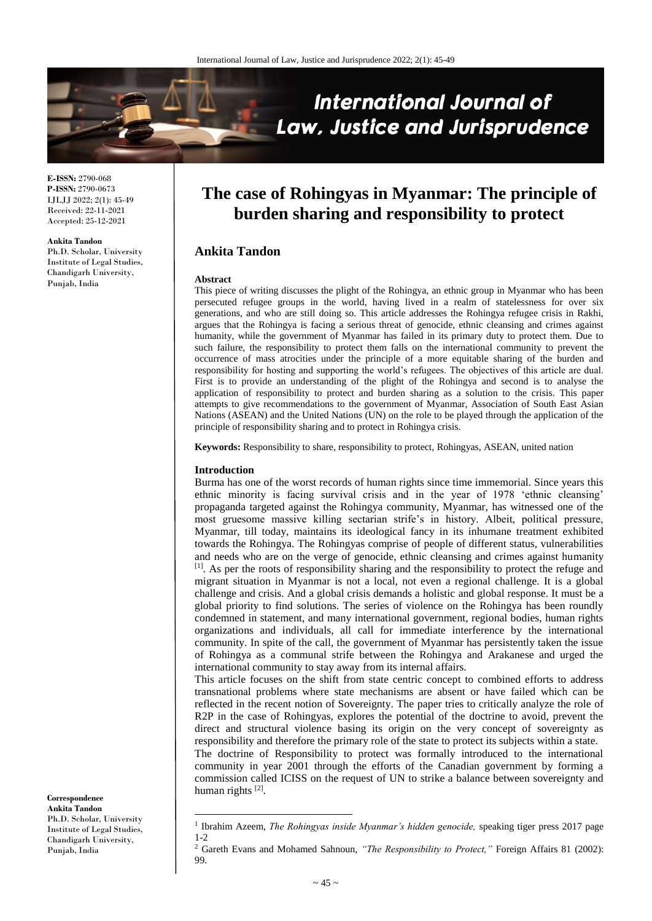# The case of Rohingyas in Myanmar: The principle of burden sharing and responsibility to protect

## Ankita Tandon

**E-ISSN:** 2790-068
**P-ISSN:** 2790-0673
IJLJJ 2022; 2(1): 45-49
Received: 22-11-2021
Accepted: 25-12-2021

**Ankita Tandon**
Ph.D. Scholar, University Institute of Legal Studies, Chandigarh University, Punjab, India

**Correspondence**
**Ankita Tandon**
Ph.D. Scholar, University Institute of Legal Studies, Chandigarh University, Punjab, India

### Abstract

This piece of writing discusses the plight of the Rohingya, an ethnic group in Myanmar who has been persecuted refugee groups in the world, having lived in a realm of statelessness for over six generations, and who are still doing so. This article addresses the Rohingya refugee crisis in Rakhi, argues that the Rohingya is facing a serious threat of genocide, ethnic cleansing and crimes against humanity, while the government of Myanmar has failed in its primary duty to protect them. Due to such failure, the responsibility to protect them falls on the international community to prevent the occurrence of mass atrocities under the principle of a more equitable sharing of the burden and responsibility for hosting and supporting the world's refugees. The objectives of this article are dual. First is to provide an understanding of the plight of the Rohingya and second is to analyse the application of responsibility to protect and burden sharing as a solution to the crisis. This paper attempts to give recommendations to the government of Myanmar, Association of South East Asian Nations (ASEAN) and the United Nations (UN) on the role to be played through the application of the principle of responsibility sharing and to protect in Rohingya crisis.

**Keywords:** Responsibility to share, responsibility to protect, Rohingyas, ASEAN, united nation

### Introduction

Burma has one of the worst records of human rights since time immemorial. Since years this ethnic minority is facing survival crisis and in the year of 1978 'ethnic cleansing' propaganda targeted against the Rohingya community, Myanmar, has witnessed one of the most gruesome massive killing sectarian strife's in history. Albeit, political pressure, Myanmar, till today, maintains its ideological fancy in its inhumane treatment exhibited towards the Rohingya. The Rohingyas comprise of people of different status, vulnerabilities and needs who are on the verge of genocide, ethnic cleansing and crimes against humanity [1]. As per the roots of responsibility sharing and the responsibility to protect the refuge and migrant situation in Myanmar is not a local, not even a regional challenge. It is a global challenge and crisis. And a global crisis demands a holistic and global response. It must be a global priority to find solutions. The series of violence on the Rohingya has been roundly condemned in statement, and many international government, regional bodies, human rights organizations and individuals, all call for immediate interference by the international community. In spite of the call, the government of Myanmar has persistently taken the issue of Rohingya as a communal strife between the Rohingya and Arakanese and urged the international community to stay away from its internal affairs.

This article focuses on the shift from state centric concept to combined efforts to address transnational problems where state mechanisms are absent or have failed which can be reflected in the recent notion of Sovereignty. The paper tries to critically analyze the role of R2P in the case of Rohingyas, explores the potential of the doctrine to avoid, prevent the direct and structural violence basing its origin on the very concept of sovereignty as responsibility and therefore the primary role of the state to protect its subjects within a state.

The doctrine of Responsibility to protect was formally introduced to the international community in year 2001 through the efforts of the Canadian government by forming a commission called ICISS on the request of UN to strike a balance between sovereignty and human rights [2].

---

[1] Ibrahim Azeem, *The Rohingyas inside Myanmar's hidden genocide,* speaking tiger press 2017 page 1-2

[2] Gareth Evans and Mohamed Sahnoun, *"The Responsibility to Protect,"* Foreign Affairs 81 (2002): 99.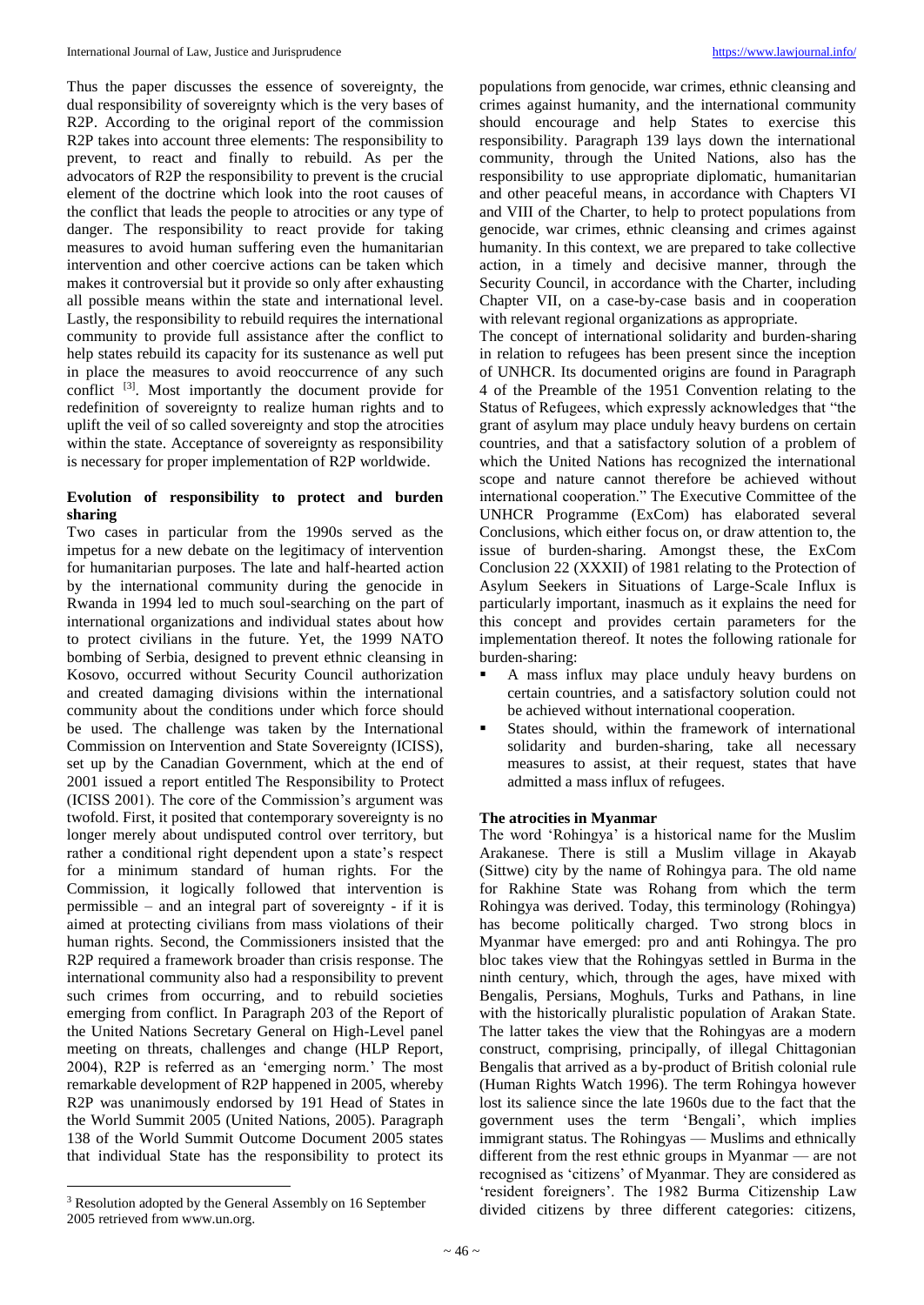Thus the paper discusses the essence of sovereignty, the dual responsibility of sovereignty which is the very bases of R2P. According to the original report of the commission R2P takes into account three elements: The responsibility to prevent, to react and finally to rebuild. As per the advocators of R2P the responsibility to prevent is the crucial element of the doctrine which look into the root causes of the conflict that leads the people to atrocities or any type of danger. The responsibility to react provide for taking measures to avoid human suffering even the humanitarian intervention and other coercive actions can be taken which makes it controversial but it provide so only after exhausting all possible means within the state and international level. Lastly, the responsibility to rebuild requires the international community to provide full assistance after the conflict to help states rebuild its capacity for its sustenance as well put in place the measures to avoid reoccurrence of any such conflict [3]. Most importantly the document provide for redefinition of sovereignty to realize human rights and to uplift the veil of so called sovereignty and stop the atrocities within the state. Acceptance of sovereignty as responsibility is necessary for proper implementation of R2P worldwide.

## Evolution of responsibility to protect and burden sharing

Two cases in particular from the 1990s served as the impetus for a new debate on the legitimacy of intervention for humanitarian purposes. The late and half-hearted action by the international community during the genocide in Rwanda in 1994 led to much soul-searching on the part of international organizations and individual states about how to protect civilians in the future. Yet, the 1999 NATO bombing of Serbia, designed to prevent ethnic cleansing in Kosovo, occurred without Security Council authorization and created damaging divisions within the international community about the conditions under which force should be used. The challenge was taken by the International Commission on Intervention and State Sovereignty (ICISS), set up by the Canadian Government, which at the end of 2001 issued a report entitled The Responsibility to Protect (ICISS 2001). The core of the Commission's argument was twofold. First, it posited that contemporary sovereignty is no longer merely about undisputed control over territory, but rather a conditional right dependent upon a state's respect for a minimum standard of human rights. For the Commission, it logically followed that intervention is permissible – and an integral part of sovereignty - if it is aimed at protecting civilians from mass violations of their human rights. Second, the Commissioners insisted that the R2P required a framework broader than crisis response. The international community also had a responsibility to prevent such crimes from occurring, and to rebuild societies emerging from conflict. In Paragraph 203 of the Report of the United Nations Secretary General on High-Level panel meeting on threats, challenges and change (HLP Report, 2004), R2P is referred as an 'emerging norm.' The most remarkable development of R2P happened in 2005, whereby R2P was unanimously endorsed by 191 Head of States in the World Summit 2005 (United Nations, 2005). Paragraph 138 of the World Summit Outcome Document 2005 states that individual State has the responsibility to protect its populations from genocide, war crimes, ethnic cleansing and crimes against humanity, and the international community should encourage and help States to exercise this responsibility. Paragraph 139 lays down the international community, through the United Nations, also has the responsibility to use appropriate diplomatic, humanitarian and other peaceful means, in accordance with Chapters VI and VIII of the Charter, to help to protect populations from genocide, war crimes, ethnic cleansing and crimes against humanity. In this context, we are prepared to take collective action, in a timely and decisive manner, through the Security Council, in accordance with the Charter, including Chapter VII, on a case-by-case basis and in cooperation with relevant regional organizations as appropriate.

The concept of international solidarity and burden-sharing in relation to refugees has been present since the inception of UNHCR. Its documented origins are found in Paragraph 4 of the Preamble of the 1951 Convention relating to the Status of Refugees, which expressly acknowledges that "the grant of asylum may place unduly heavy burdens on certain countries, and that a satisfactory solution of a problem of which the United Nations has recognized the international scope and nature cannot therefore be achieved without international cooperation." The Executive Committee of the UNHCR Programme (ExCom) has elaborated several Conclusions, which either focus on, or draw attention to, the issue of burden-sharing. Amongst these, the ExCom Conclusion 22 (XXXII) of 1981 relating to the Protection of Asylum Seekers in Situations of Large-Scale Influx is particularly important, inasmuch as it explains the need for this concept and provides certain parameters for the implementation thereof. It notes the following rationale for burden-sharing:

- A mass influx may place unduly heavy burdens on certain countries, and a satisfactory solution could not be achieved without international cooperation.
- States should, within the framework of international solidarity and burden-sharing, take all necessary measures to assist, at their request, states that have admitted a mass influx of refugees.

## The atrocities in Myanmar

The word 'Rohingya' is a historical name for the Muslim Arakanese. There is still a Muslim village in Akyab (Sittwe) city by the name of Rohingya para. The old name for Rakhine State was Rohang from which the term Rohingya was derived. Today, this terminology (Rohingya) has become politically charged. Two strong blocs in Myanmar have emerged: pro and anti Rohingya. The pro bloc takes view that the Rohingyas settled in Burma in the ninth century, which, through the ages, have mixed with Bengalis, Persians, Moghuls, Turks and Pathans, in line with the historically pluralistic population of Arakan State. The latter takes the view that the Rohingyas are a modern construct, comprising, principally, of illegal Chittagonian Bengalis that arrived as a by-product of British colonial rule (Human Rights Watch 1996). The term Rohingya however lost its salience since the late 1960s due to the fact that the government uses the term 'Bengali', which implies immigrant status. The Rohingyas — Muslims and ethnically different from the rest ethnic groups in Myanmar — are not recognised as 'citizens' of Myanmar. They are considered as 'resident foreigners'. The 1982 Burma Citizenship Law divided citizens by three different categories: citizens,

[3] Resolution adopted by the General Assembly on 16 September 2005 retrieved from www.un.org.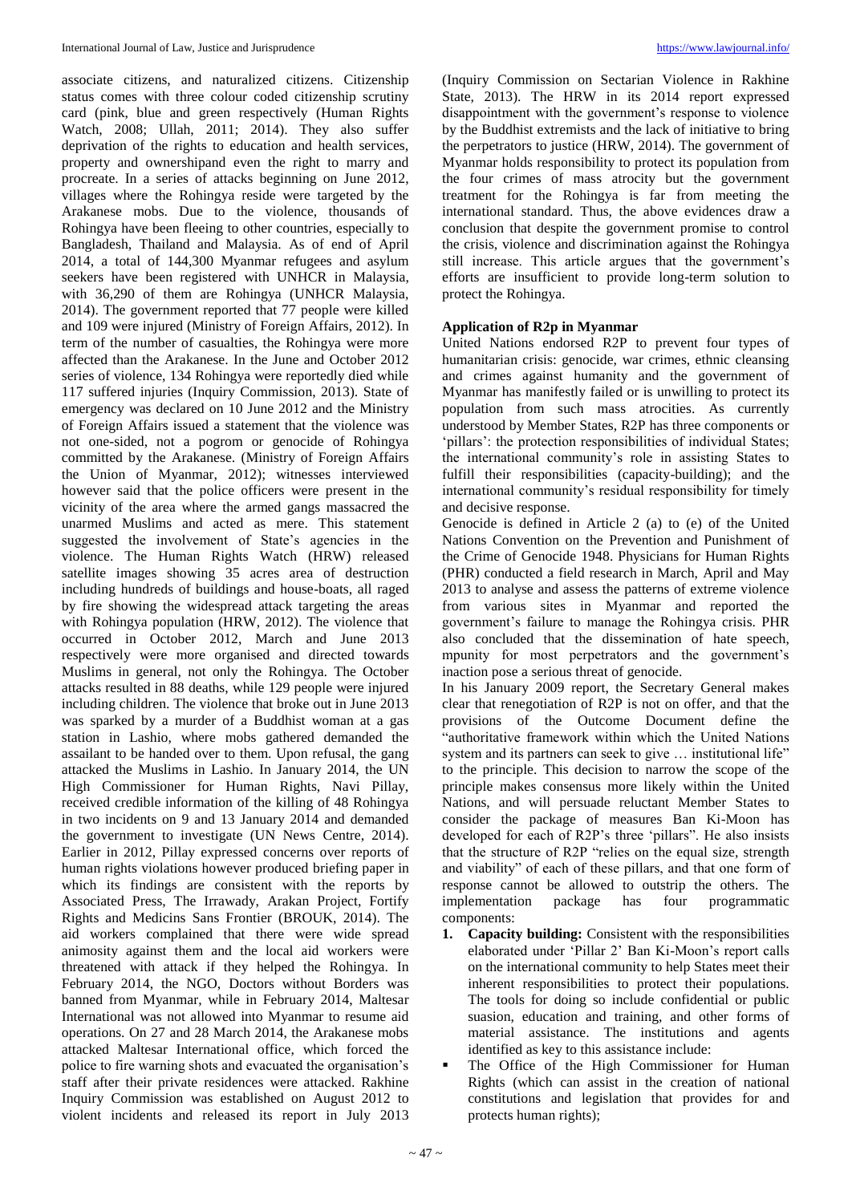associate citizens, and naturalized citizens. Citizenship status comes with three colour coded citizenship scrutiny card (pink, blue and green respectively (Human Rights Watch, 2008; Ullah, 2011; 2014). They also suffer deprivation of the rights to education and health services, property and ownershipand even the right to marry and procreate. In a series of attacks beginning on June 2012, villages where the Rohingya reside were targeted by the Arakanese mobs. Due to the violence, thousands of Rohingya have been fleeing to other countries, especially to Bangladesh, Thailand and Malaysia. As of end of April 2014, a total of 144,300 Myanmar refugees and asylum seekers have been registered with UNHCR in Malaysia, with 36,290 of them are Rohingya (UNHCR Malaysia, 2014). The government reported that 77 people were killed and 109 were injured (Ministry of Foreign Affairs, 2012). In term of the number of casualties, the Rohingya were more affected than the Arakanese. In the June and October 2012 series of violence, 134 Rohingya were reportedly died while 117 suffered injuries (Inquiry Commission, 2013). State of emergency was declared on 10 June 2012 and the Ministry of Foreign Affairs issued a statement that the violence was not one-sided, not a pogrom or genocide of Rohingya committed by the Arakanese. (Ministry of Foreign Affairs the Union of Myanmar, 2012); witnesses interviewed however said that the police officers were present in the vicinity of the area where the armed gangs massacred the unarmed Muslims and acted as mere. This statement suggested the involvement of State's agencies in the violence. The Human Rights Watch (HRW) released satellite images showing 35 acres area of destruction including hundreds of buildings and house-boats, all raged by fire showing the widespread attack targeting the areas with Rohingya population (HRW, 2012). The violence that occurred in October 2012, March and June 2013 respectively were more organised and directed towards Muslims in general, not only the Rohingya. The October attacks resulted in 88 deaths, while 129 people were injured including children. The violence that broke out in June 2013 was sparked by a murder of a Buddhist woman at a gas station in Lashio, where mobs gathered demanded the assailant to be handed over to them. Upon refusal, the gang attacked the Muslims in Lashio. In January 2014, the UN High Commissioner for Human Rights, Navi Pillay, received credible information of the killing of 48 Rohingya in two incidents on 9 and 13 January 2014 and demanded the government to investigate (UN News Centre, 2014). Earlier in 2012, Pillay expressed concerns over reports of human rights violations however produced briefing paper in which its findings are consistent with the reports by Associated Press, The Irrawady, Arakan Project, Fortify Rights and Medicins Sans Frontier (BROUK, 2014). The aid workers complained that there were wide spread animosity against them and the local aid workers were threatened with attack if they helped the Rohingya. In February 2014, the NGO, Doctors without Borders was banned from Myanmar, while in February 2014, Maltesar International was not allowed into Myanmar to resume aid operations. On 27 and 28 March 2014, the Arakanese mobs attacked Maltesar International office, which forced the police to fire warning shots and evacuated the organisation's staff after their private residences were attacked. Rakhine Inquiry Commission was established on August 2012 to violent incidents and released its report in July 2013 (Inquiry Commission on Sectarian Violence in Rakhine State, 2013). The HRW in its 2014 report expressed disappointment with the government's response to violence by the Buddhist extremists and the lack of initiative to bring the perpetrators to justice (HRW, 2014). The government of Myanmar holds responsibility to protect its population from the four crimes of mass atrocity but the government treatment for the Rohingya is far from meeting the international standard. Thus, the above evidences draw a conclusion that despite the government promise to control the crisis, violence and discrimination against the Rohingya still increase. This article argues that the government's efforts are insufficient to provide long-term solution to protect the Rohingya.

## Application of R2p in Myanmar

United Nations endorsed R2P to prevent four types of humanitarian crisis: genocide, war crimes, ethnic cleansing and crimes against humanity and the government of Myanmar has manifestly failed or is unwilling to protect its population from such mass atrocities. As currently understood by Member States, R2P has three components or 'pillars': the protection responsibilities of individual States; the international community's role in assisting States to fulfill their responsibilities (capacity-building); and the international community's residual responsibility for timely and decisive response.

Genocide is defined in Article 2 (a) to (e) of the United Nations Convention on the Prevention and Punishment of the Crime of Genocide 1948. Physicians for Human Rights (PHR) conducted a field research in March, April and May 2013 to analyse and assess the patterns of extreme violence from various sites in Myanmar and reported the government's failure to manage the Rohingya crisis. PHR also concluded that the dissemination of hate speech, mpunity for most perpetrators and the government's inaction pose a serious threat of genocide.

In his January 2009 report, the Secretary General makes clear that renegotiation of R2P is not on offer, and that the provisions of the Outcome Document define the "authoritative framework within which the United Nations system and its partners can seek to give … institutional life" to the principle. This decision to narrow the scope of the principle makes consensus more likely within the United Nations, and will persuade reluctant Member States to consider the package of measures Ban Ki-Moon has developed for each of R2P's three 'pillars". He also insists that the structure of R2P "relies on the equal size, strength and viability" of each of these pillars, and that one form of response cannot be allowed to outstrip the others. The implementation package has four programmatic components:

1. **Capacity building:** Consistent with the responsibilities elaborated under 'Pillar 2' Ban Ki-Moon's report calls on the international community to help States meet their inherent responsibilities to protect their populations. The tools for doing so include confidential or public suasion, education and training, and other forms of material assistance. The institutions and agents identified as key to this assistance include:

- The Office of the High Commissioner for Human Rights (which can assist in the creation of national constitutions and legislation that provides for and protects human rights);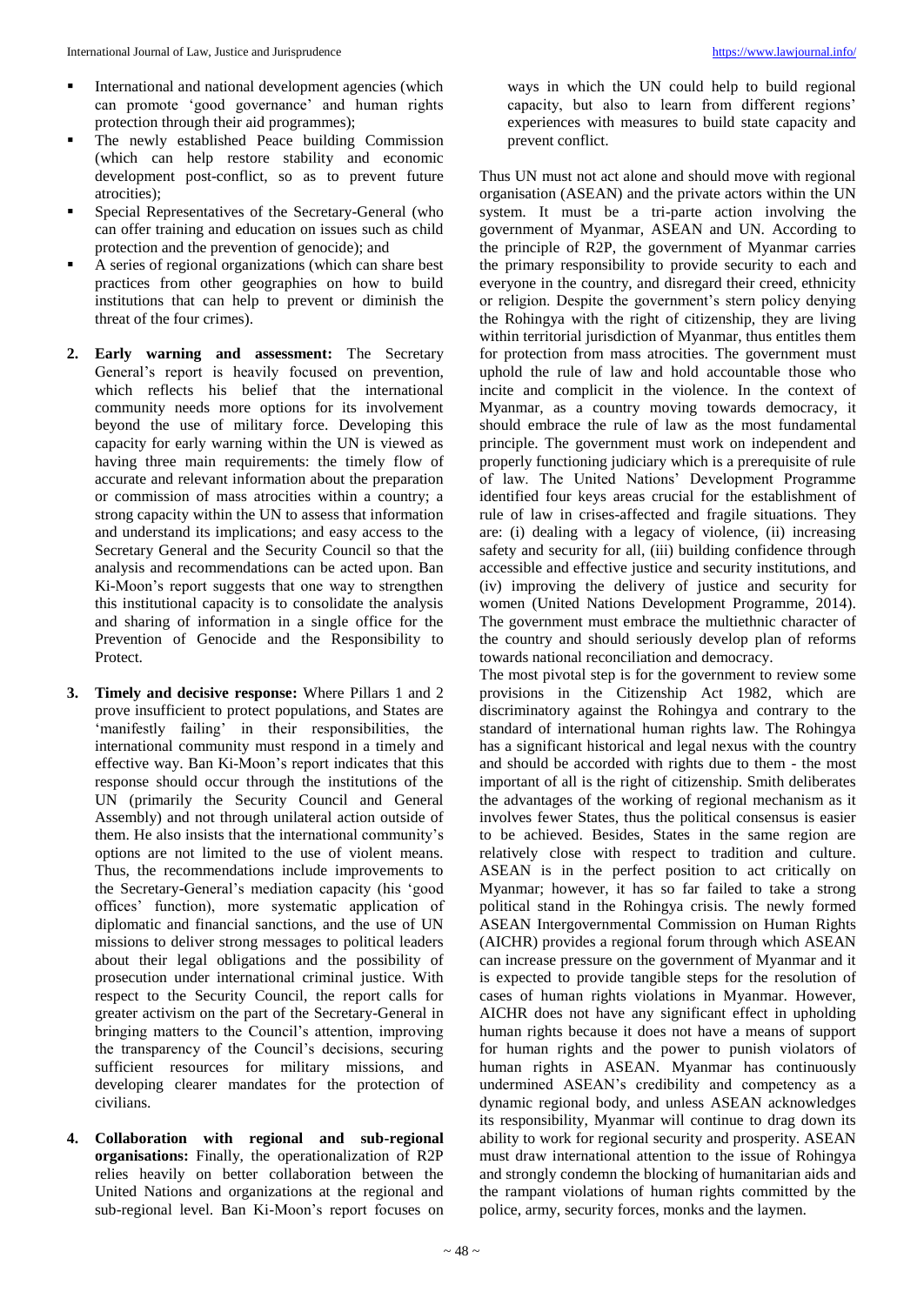- International and national development agencies (which can promote 'good governance' and human rights protection through their aid programmes);
- The newly established Peace building Commission (which can help restore stability and economic development post-conflict, so as to prevent future atrocities);
- Special Representatives of the Secretary-General (who can offer training and education on issues such as child protection and the prevention of genocide); and
- A series of regional organizations (which can share best practices from other geographies on how to build institutions that can help to prevent or diminish the threat of the four crimes).

2. **Early warning and assessment:** The Secretary General's report is heavily focused on prevention, which reflects his belief that the international community needs more options for its involvement beyond the use of military force. Developing this capacity for early warning within the UN is viewed as having three main requirements: the timely flow of accurate and relevant information about the preparation or commission of mass atrocities within a country; a strong capacity within the UN to assess that information and understand its implications; and easy access to the Secretary General and the Security Council so that the analysis and recommendations can be acted upon. Ban Ki-Moon's report suggests that one way to strengthen this institutional capacity is to consolidate the analysis and sharing of information in a single office for the Prevention of Genocide and the Responsibility to Protect.

3. **Timely and decisive response:** Where Pillars 1 and 2 prove insufficient to protect populations, and States are 'manifestly failing' in their responsibilities, the international community must respond in a timely and effective way. Ban Ki-Moon's report indicates that this response should occur through the institutions of the UN (primarily the Security Council and General Assembly) and not through unilateral action outside of them. He also insists that the international community's options are not limited to the use of violent means. Thus, the recommendations include improvements to the Secretary-General's mediation capacity (his 'good offices' function), more systematic application of diplomatic and financial sanctions, and the use of UN missions to deliver strong messages to political leaders about their legal obligations and the possibility of prosecution under international criminal justice. With respect to the Security Council, the report calls for greater activism on the part of the Secretary-General in bringing matters to the Council's attention, improving the transparency of the Council's decisions, securing sufficient resources for military missions, and developing clearer mandates for the protection of civilians.

4. **Collaboration with regional and sub-regional organisations:** Finally, the operationalization of R2P relies heavily on better collaboration between the United Nations and organizations at the regional and sub-regional level. Ban Ki-Moon's report focuses on ways in which the UN could help to build regional capacity, but also to learn from different regions' experiences with measures to build state capacity and prevent conflict.

Thus UN must not act alone and should move with regional organisation (ASEAN) and the private actors within the UN system. It must be a tri-parte action involving the government of Myanmar, ASEAN and UN. According to the principle of R2P, the government of Myanmar carries the primary responsibility to provide security to each and everyone in the country, and disregard their creed, ethnicity or religion. Despite the government's stern policy denying the Rohingya with the right of citizenship, they are living within territorial jurisdiction of Myanmar, thus entitles them for protection from mass atrocities. The government must uphold the rule of law and hold accountable those who incite and complicit in the violence. In the context of Myanmar, as a country moving towards democracy, it should embrace the rule of law as the most fundamental principle. The government must work on independent and properly functioning judiciary which is a prerequisite of rule of law. The United Nations' Development Programme identified four keys areas crucial for the establishment of rule of law in crises-affected and fragile situations. They are: (i) dealing with a legacy of violence, (ii) increasing safety and security for all, (iii) building confidence through accessible and effective justice and security institutions, and (iv) improving the delivery of justice and security for women (United Nations Development Programme, 2014). The government must embrace the multiethnic character of the country and should seriously develop plan of reforms towards national reconciliation and democracy.

The most pivotal step is for the government to review some provisions in the Citizenship Act 1982, which are discriminatory against the Rohingya and contrary to the standard of international human rights law. The Rohingya has a significant historical and legal nexus with the country and should be accorded with rights due to them - the most important of all is the right of citizenship. Smith deliberates the advantages of the working of regional mechanism as it involves fewer States, thus the political consensus is easier to be achieved. Besides, States in the same region are relatively close with respect to tradition and culture. ASEAN is in the perfect position to act critically on Myanmar; however, it has so far failed to take a strong political stand in the Rohingya crisis. The newly formed ASEAN Intergovernmental Commission on Human Rights (AICHR) provides a regional forum through which ASEAN can increase pressure on the government of Myanmar and it is expected to provide tangible steps for the resolution of cases of human rights violations in Myanmar. However, AICHR does not have any significant effect in upholding human rights because it does not have a means of support for human rights and the power to punish violators of human rights in ASEAN. Myanmar has continuously undermined ASEAN's credibility and competency as a dynamic regional body, and unless ASEAN acknowledges its responsibility, Myanmar will continue to drag down its ability to work for regional security and prosperity. ASEAN must draw international attention to the issue of Rohingya and strongly condemn the blocking of humanitarian aids and the rampant violations of human rights committed by the police, army, security forces, monks and the laymen.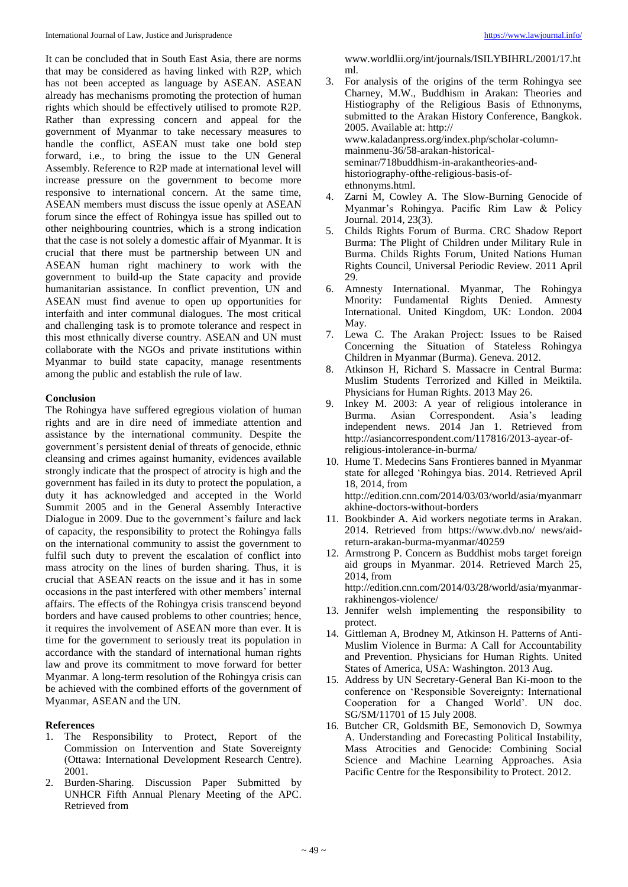It can be concluded that in South East Asia, there are norms that may be considered as having linked with R2P, which has not been accepted as language by ASEAN. ASEAN already has mechanisms promoting the protection of human rights which should be effectively utilised to promote R2P. Rather than expressing concern and appeal for the government of Myanmar to take necessary measures to handle the conflict, ASEAN must take one bold step forward, i.e., to bring the issue to the UN General Assembly. Reference to R2P made at international level will increase pressure on the government to become more responsive to international concern. At the same time, ASEAN members must discuss the issue openly at ASEAN forum since the effect of Rohingya issue has spilled out to other neighbouring countries, which is a strong indication that the case is not solely a domestic affair of Myanmar. It is crucial that there must be partnership between UN and ASEAN human right machinery to work with the government to build-up the State capacity and provide humanitarian assistance. In conflict prevention, UN and ASEAN must find avenue to open up opportunities for interfaith and inter communal dialogues. The most critical and challenging task is to promote tolerance and respect in this most ethnically diverse country. ASEAN and UN must collaborate with the NGOs and private institutions within Myanmar to build state capacity, manage resentments among the public and establish the rule of law.

## Conclusion

The Rohingya have suffered egregious violation of human rights and are in dire need of immediate attention and assistance by the international community. Despite the government's persistent denial of threats of genocide, ethnic cleansing and crimes against humanity, evidences available strongly indicate that the prospect of atrocity is high and the government has failed in its duty to protect the population, a duty it has acknowledged and accepted in the World Summit 2005 and in the General Assembly Interactive Dialogue in 2009. Due to the government's failure and lack of capacity, the responsibility to protect the Rohingya falls on the international community to assist the government to fulfil such duty to prevent the escalation of conflict into mass atrocity on the lines of burden sharing. Thus, it is crucial that ASEAN reacts on the issue and it has in some occasions in the past interfered with other members' internal affairs. The effects of the Rohingya crisis transcend beyond borders and have caused problems to other countries; hence, it requires the involvement of ASEAN more than ever. It is time for the government to seriously treat its population in accordance with the standard of international human rights law and prove its commitment to move forward for better Myanmar. A long-term resolution of the Rohingya crisis can be achieved with the combined efforts of the government of Myanmar, ASEAN and the UN.

## References

1. The Responsibility to Protect, Report of the Commission on Intervention and State Sovereignty (Ottawa: International Development Research Centre). 2001.
2. Burden-Sharing. Discussion Paper Submitted by UNHCR Fifth Annual Plenary Meeting of the APC. Retrieved from www.worldlii.org/int/journals/ISILYBIHRL/2001/17.html.
3. For analysis of the origins of the term Rohingya see Charney, M.W., Buddhism in Arakan: Theories and Histiography of the Religious Basis of Ethnonyms, submitted to the Arakan History Conference, Bangkok. 2005. Available at: http:// www.kaladanpress.org/index.php/scholar-column-mainmenu-36/58-arakan-historical-seminar/718buddhism-in-arakantheories-and-historiography-ofthe-religious-basis-of-ethnonyms.html.
4. Zarni M, Cowley A. The Slow-Burning Genocide of Myanmar's Rohingya. Pacific Rim Law & Policy Journal. 2014, 23(3).
5. Childs Rights Forum of Burma. CRC Shadow Report Burma: The Plight of Children under Military Rule in Burma. Childs Rights Forum, United Nations Human Rights Council, Universal Periodic Review. 2011 April 29.
6. Amnesty International. Myanmar, The Rohingya Mnority: Fundamental Rights Denied. Amnesty International. United Kingdom, UK: London. 2004 May.
7. Lewa C. The Arakan Project: Issues to be Raised Concerning the Situation of Stateless Rohingya Children in Myanmar (Burma). Geneva. 2012.
8. Atkinson H, Richard S. Massacre in Central Burma: Muslim Students Terrorized and Killed in Meiktila. Physicians for Human Rights. 2013 May 26.
9. Inkey M. 2003: A year of religious intolerance in Burma. Asian Correspondent. Asia's leading independent news. 2014 Jan 1. Retrieved from http://asiancorrespondent.com/117816/2013-ayear-of-religious-intolerance-in-burma/
10. Hume T. Medecins Sans Frontieres banned in Myanmar state for alleged 'Rohingya bias. 2014. Retrieved April 18, 2014, from http://edition.cnn.com/2014/03/03/world/asia/myanmarrakhine-doctors-without-borders
11. Bookbinder A. Aid workers negotiate terms in Arakan. 2014. Retrieved from https://www.dvb.no/ news/aid-return-arakan-burma-myanmar/40259
12. Armstrong P. Concern as Buddhist mobs target foreign aid groups in Myanmar. 2014. Retrieved March 25, 2014, from http://edition.cnn.com/2014/03/28/world/asia/myanmar-rakhinengos-violence/
13. Jennifer welsh implementing the responsibility to protect.
14. Gittleman A, Brodney M, Atkinson H. Patterns of Anti-Muslim Violence in Burma: A Call for Accountability and Prevention. Physicians for Human Rights. United States of America, USA: Washington. 2013 Aug.
15. Address by UN Secretary-General Ban Ki-moon to the conference on 'Responsible Sovereignty: International Cooperation for a Changed World'. UN doc. SG/SM/11701 of 15 July 2008.
16. Butcher CR, Goldsmith BE, Semonovich D, Sowmya A. Understanding and Forecasting Political Instability, Mass Atrocities and Genocide: Combining Social Science and Machine Learning Approaches. Asia Pacific Centre for the Responsibility to Protect. 2012.